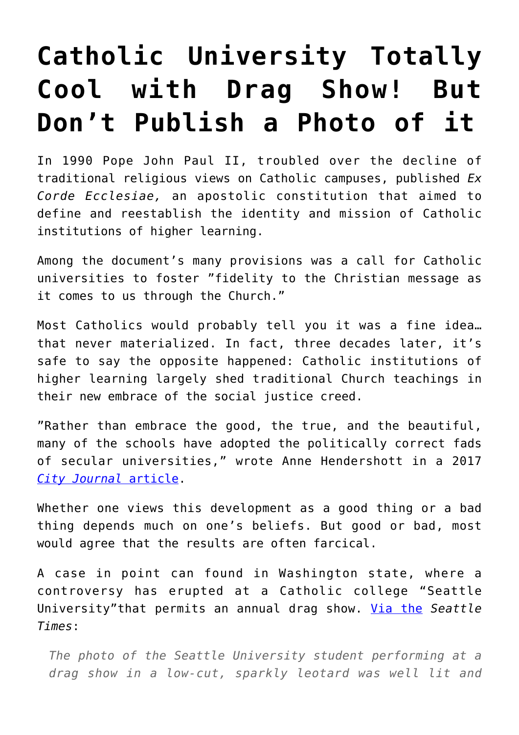# Catholic University Totally Cool with Drag Show! But Don't Publish a Photo of it

In 1990 Pope John Paul II, troubled over the decline of traditional religious views on Catholic campuses, published *Ex Corde Ecclesiae,* an apostolic constitution that aimed to define and reestablish the identity and mission of Catholic institutions of higher learning.

Among the document's many provisions was a call for Catholic universities to foster "fidelity to the Christian message as it comes to us through the Church."

Most Catholics would probably tell you it was a fine idea… that never materialized. In fact, three decades later, it's safe to say the opposite happened: Catholic institutions of higher learning largely shed traditional Church teachings in their new embrace of the social justice creed.

"Rather than embrace the good, the true, and the beautiful, many of the schools have adopted the politically correct fads of secular universities," wrote Anne Hendershott in a 2017 [*City Journal* article](#).

Whether one views this development as a good thing or a bad thing depends much on one's beliefs. But good or bad, most would agree that the results are often farcical.

A case in point can found in Washington state, where a controversy has erupted at a Catholic college "Seattle University"that permits an annual drag show. [Via the](#) *Seattle Times*:

> *The photo of the Seattle University student performing at a drag show in a low-cut, sparkly leotard was well lit and*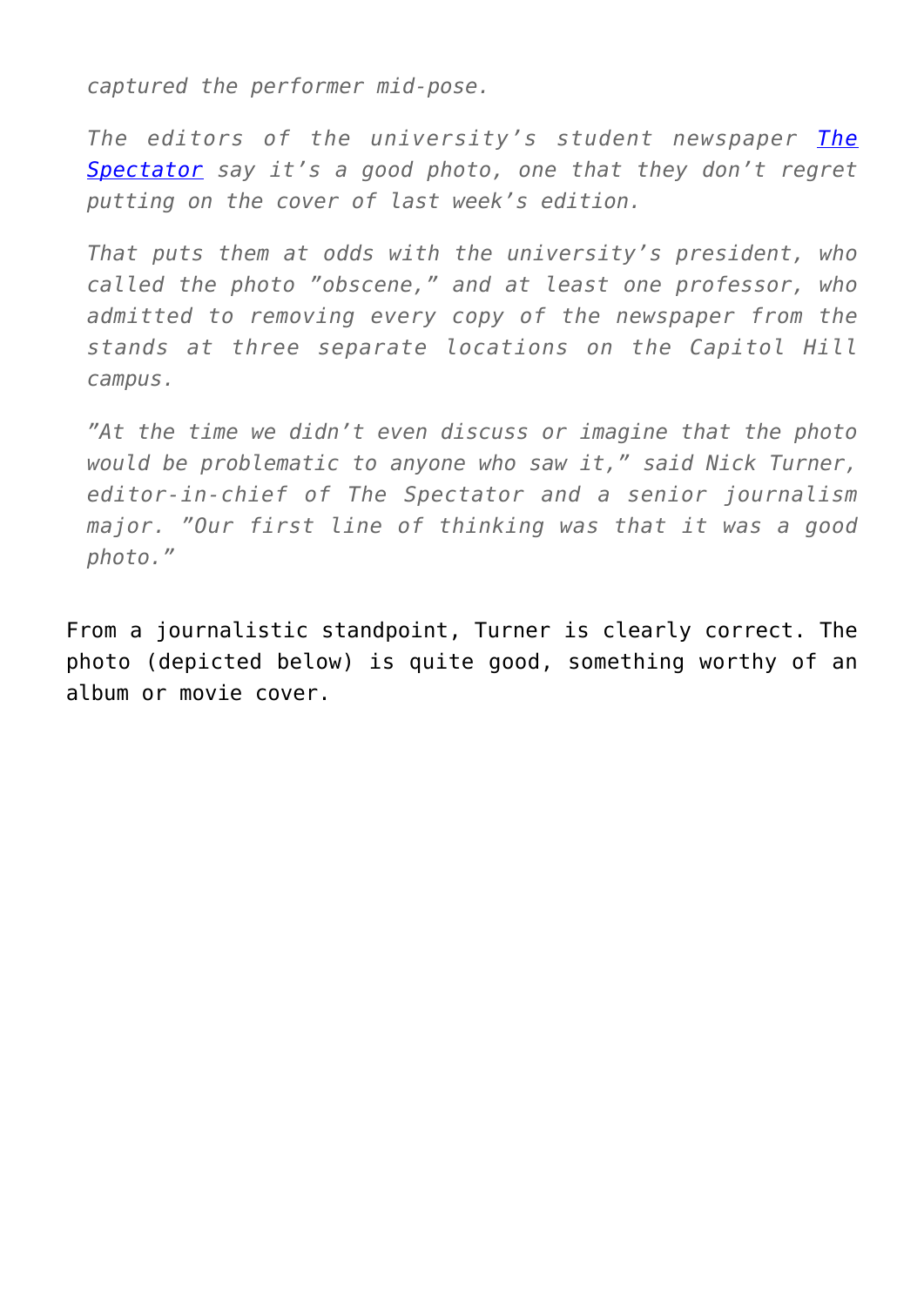*captured the performer mid-pose.*

*The editors of the university's student newspaper [The Spectator] say it's a good photo, one that they don't regret putting on the cover of last week's edition.*

*That puts them at odds with the university's president, who called the photo "obscene," and at least one professor, who admitted to removing every copy of the newspaper from the stands at three separate locations on the Capitol Hill campus.*

*"At the time we didn't even discuss or imagine that the photo would be problematic to anyone who saw it," said Nick Turner, editor-in-chief of The Spectator and a senior journalism major. "Our first line of thinking was that it was a good photo."*

From a journalistic standpoint, Turner is clearly correct. The photo (depicted below) is quite good, something worthy of an album or movie cover.